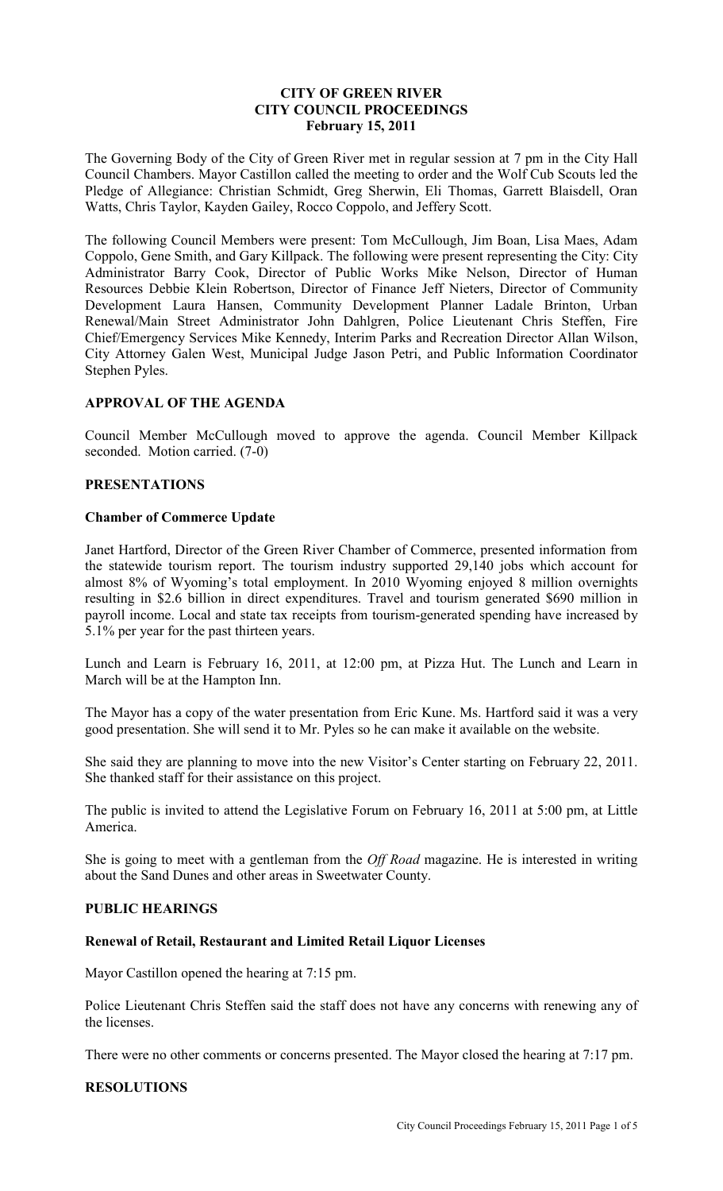# CITY OF GREEN RIVER
# CITY COUNCIL PROCEEDINGS
## February 15, 2011

The Governing Body of the City of Green River met in regular session at 7 pm in the City Hall Council Chambers. Mayor Castillon called the meeting to order and the Wolf Cub Scouts led the Pledge of Allegiance: Christian Schmidt, Greg Sherwin, Eli Thomas, Garrett Blaisdell, Oran Watts, Chris Taylor, Kayden Gailey, Rocco Coppolo, and Jeffery Scott.

The following Council Members were present: Tom McCullough, Jim Boan, Lisa Maes, Adam Coppolo, Gene Smith, and Gary Killpack. The following were present representing the City: City Administrator Barry Cook, Director of Public Works Mike Nelson, Director of Human Resources Debbie Klein Robertson, Director of Finance Jeff Nieters, Director of Community Development Laura Hansen, Community Development Planner Ladale Brinton, Urban Renewal/Main Street Administrator John Dahlgren, Police Lieutenant Chris Steffen, Fire Chief/Emergency Services Mike Kennedy, Interim Parks and Recreation Director Allan Wilson, City Attorney Galen West, Municipal Judge Jason Petri, and Public Information Coordinator Stephen Pyles.

### APPROVAL OF THE AGENDA

Council Member McCullough moved to approve the agenda. Council Member Killpack seconded. Motion carried. (7-0)

### PRESENTATIONS

#### Chamber of Commerce Update

Janet Hartford, Director of the Green River Chamber of Commerce, presented information from the statewide tourism report. The tourism industry supported 29,140 jobs which account for almost 8% of Wyoming's total employment. In 2010 Wyoming enjoyed 8 million overnights resulting in $2.6 billion in direct expenditures. Travel and tourism generated $690 million in payroll income. Local and state tax receipts from tourism-generated spending have increased by 5.1% per year for the past thirteen years.

Lunch and Learn is February 16, 2011, at 12:00 pm, at Pizza Hut. The Lunch and Learn in March will be at the Hampton Inn.

The Mayor has a copy of the water presentation from Eric Kune. Ms. Hartford said it was a very good presentation. She will send it to Mr. Pyles so he can make it available on the website.

She said they are planning to move into the new Visitor's Center starting on February 22, 2011. She thanked staff for their assistance on this project.

The public is invited to attend the Legislative Forum on February 16, 2011 at 5:00 pm, at Little America.

She is going to meet with a gentleman from the *Off Road* magazine. He is interested in writing about the Sand Dunes and other areas in Sweetwater County.

### PUBLIC HEARINGS

#### Renewal of Retail, Restaurant and Limited Retail Liquor Licenses

Mayor Castillon opened the hearing at 7:15 pm.

Police Lieutenant Chris Steffen said the staff does not have any concerns with renewing any of the licenses.

There were no other comments or concerns presented. The Mayor closed the hearing at 7:17 pm.

### RESOLUTIONS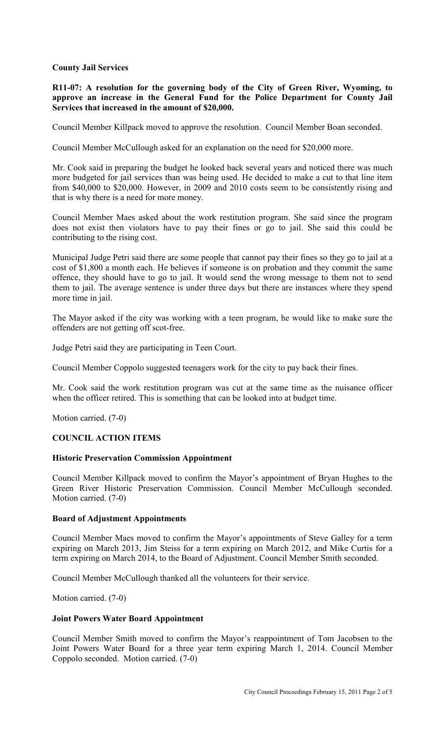**County Jail Services**

**R11-07: A resolution for the governing body of the City of Green River, Wyoming, to approve an increase in the General Fund for the Police Department for County Jail Services that increased in the amount of $20,000.**

Council Member Killpack moved to approve the resolution. Council Member Boan seconded.

Council Member McCullough asked for an explanation on the need for $20,000 more.

Mr. Cook said in preparing the budget he looked back several years and noticed there was much more budgeted for jail services than was being used. He decided to make a cut to that line item from $40,000 to $20,000. However, in 2009 and 2010 costs seem to be consistently rising and that is why there is a need for more money.

Council Member Maes asked about the work restitution program. She said since the program does not exist then violators have to pay their fines or go to jail. She said this could be contributing to the rising cost.

Municipal Judge Petri said there are some people that cannot pay their fines so they go to jail at a cost of $1,800 a month each. He believes if someone is on probation and they commit the same offence, they should have to go to jail. It would send the wrong message to them not to send them to jail. The average sentence is under three days but there are instances where they spend more time in jail.

The Mayor asked if the city was working with a teen program, he would like to make sure the offenders are not getting off scot-free.

Judge Petri said they are participating in Teen Court.

Council Member Coppolo suggested teenagers work for the city to pay back their fines.

Mr. Cook said the work restitution program was cut at the same time as the nuisance officer when the officer retired. This is something that can be looked into at budget time.

Motion carried. (7-0)

**COUNCIL ACTION ITEMS**

**Historic Preservation Commission Appointment**

Council Member Killpack moved to confirm the Mayor's appointment of Bryan Hughes to the Green River Historic Preservation Commission. Council Member McCullough seconded. Motion carried. (7-0)

**Board of Adjustment Appointments**

Council Member Maes moved to confirm the Mayor's appointments of Steve Galley for a term expiring on March 2013, Jim Steiss for a term expiring on March 2012, and Mike Curtis for a term expiring on March 2014, to the Board of Adjustment. Council Member Smith seconded.

Council Member McCullough thanked all the volunteers for their service.

Motion carried. (7-0)

**Joint Powers Water Board Appointment**

Council Member Smith moved to confirm the Mayor's reappointment of Tom Jacobsen to the Joint Powers Water Board for a three year term expiring March 1, 2014. Council Member Coppolo seconded. Motion carried. (7-0)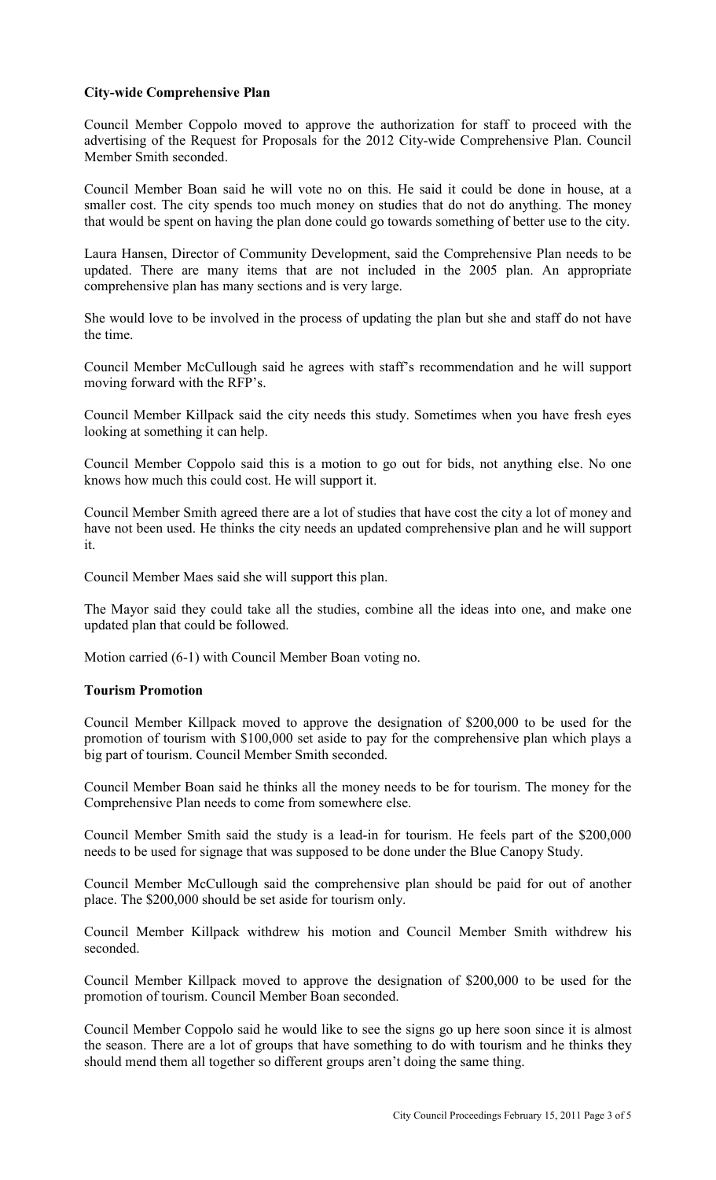**City-wide Comprehensive Plan**

Council Member Coppolo moved to approve the authorization for staff to proceed with the advertising of the Request for Proposals for the 2012 City-wide Comprehensive Plan. Council Member Smith seconded.

Council Member Boan said he will vote no on this. He said it could be done in house, at a smaller cost. The city spends too much money on studies that do not do anything. The money that would be spent on having the plan done could go towards something of better use to the city.

Laura Hansen, Director of Community Development, said the Comprehensive Plan needs to be updated. There are many items that are not included in the 2005 plan. An appropriate comprehensive plan has many sections and is very large.

She would love to be involved in the process of updating the plan but she and staff do not have the time.

Council Member McCullough said he agrees with staff's recommendation and he will support moving forward with the RFP's.

Council Member Killpack said the city needs this study. Sometimes when you have fresh eyes looking at something it can help.

Council Member Coppolo said this is a motion to go out for bids, not anything else. No one knows how much this could cost. He will support it.

Council Member Smith agreed there are a lot of studies that have cost the city a lot of money and have not been used. He thinks the city needs an updated comprehensive plan and he will support it.

Council Member Maes said she will support this plan.

The Mayor said they could take all the studies, combine all the ideas into one, and make one updated plan that could be followed.

Motion carried (6-1) with Council Member Boan voting no.

**Tourism Promotion**

Council Member Killpack moved to approve the designation of $200,000 to be used for the promotion of tourism with $100,000 set aside to pay for the comprehensive plan which plays a big part of tourism. Council Member Smith seconded.

Council Member Boan said he thinks all the money needs to be for tourism. The money for the Comprehensive Plan needs to come from somewhere else.

Council Member Smith said the study is a lead-in for tourism. He feels part of the $200,000 needs to be used for signage that was supposed to be done under the Blue Canopy Study.

Council Member McCullough said the comprehensive plan should be paid for out of another place. The $200,000 should be set aside for tourism only.

Council Member Killpack withdrew his motion and Council Member Smith withdrew his seconded.

Council Member Killpack moved to approve the designation of $200,000 to be used for the promotion of tourism. Council Member Boan seconded.

Council Member Coppolo said he would like to see the signs go up here soon since it is almost the season. There are a lot of groups that have something to do with tourism and he thinks they should mend them all together so different groups aren't doing the same thing.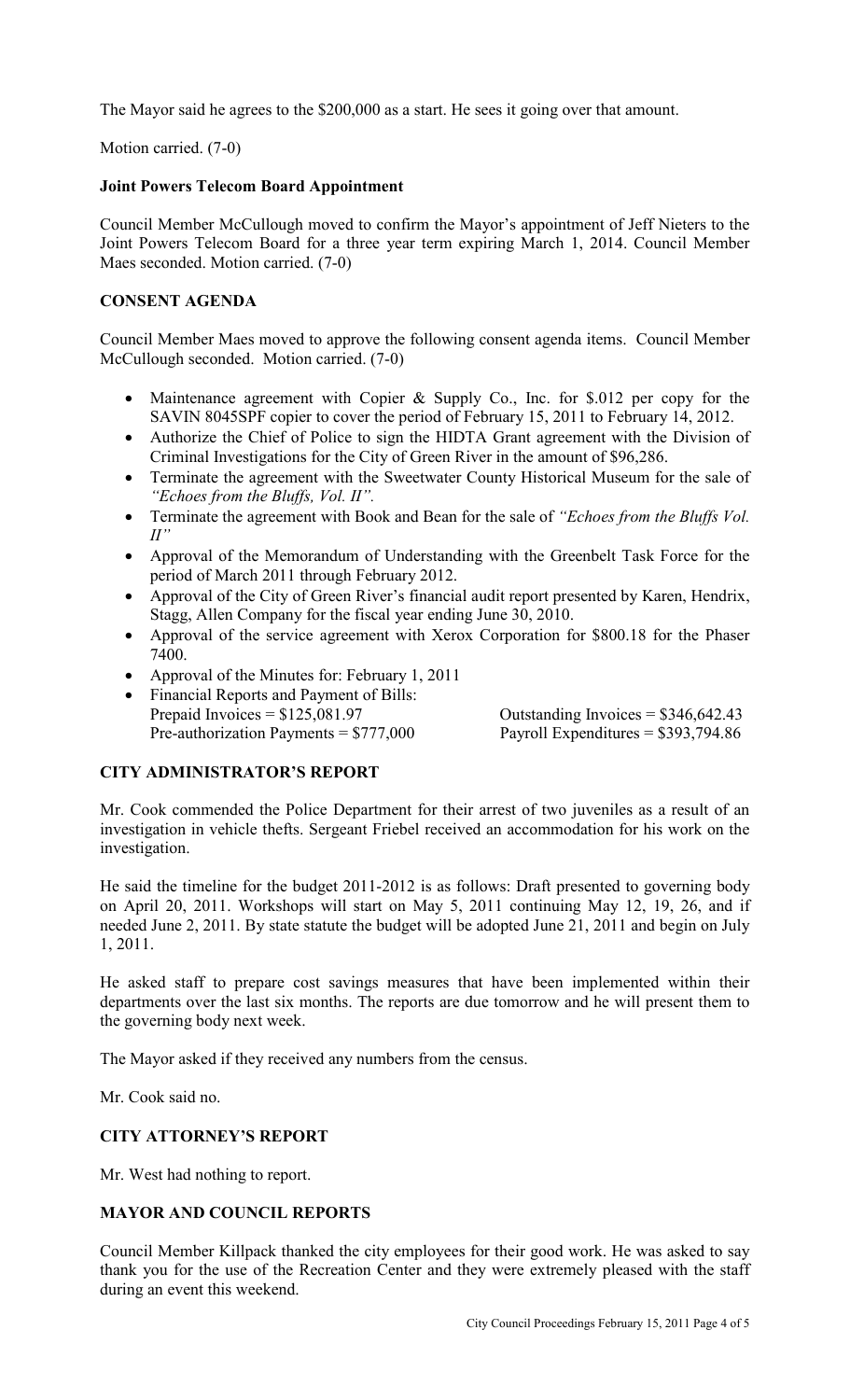The Mayor said he agrees to the $200,000 as a start. He sees it going over that amount.

Motion carried. (7-0)

**Joint Powers Telecom Board Appointment**

Council Member McCullough moved to confirm the Mayor's appointment of Jeff Nieters to the Joint Powers Telecom Board for a three year term expiring March 1, 2014. Council Member Maes seconded. Motion carried. (7-0)

**CONSENT AGENDA**

Council Member Maes moved to approve the following consent agenda items. Council Member McCullough seconded. Motion carried. (7-0)

- Maintenance agreement with Copier & Supply Co., Inc. for $.012 per copy for the SAVIN 8045SPF copier to cover the period of February 15, 2011 to February 14, 2012.
- Authorize the Chief of Police to sign the HIDTA Grant agreement with the Division of Criminal Investigations for the City of Green River in the amount of $96,286.
- Terminate the agreement with the Sweetwater County Historical Museum for the sale of *"Echoes from the Bluffs, Vol. II".*
- Terminate the agreement with Book and Bean for the sale of *"Echoes from the Bluffs Vol. II"*
- Approval of the Memorandum of Understanding with the Greenbelt Task Force for the period of March 2011 through February 2012.
- Approval of the City of Green River's financial audit report presented by Karen, Hendrix, Stagg, Allen Company for the fiscal year ending June 30, 2010.
- Approval of the service agreement with Xerox Corporation for $800.18 for the Phaser 7400.
- Approval of the Minutes for: February 1, 2011
- Financial Reports and Payment of Bills:
  Prepaid Invoices = $125,081.97 Outstanding Invoices = $346,642.43
  Pre-authorization Payments = $777,000 Payroll Expenditures = $393,794.86

**CITY ADMINISTRATOR'S REPORT**

Mr. Cook commended the Police Department for their arrest of two juveniles as a result of an investigation in vehicle thefts. Sergeant Friebel received an accommodation for his work on the investigation.

He said the timeline for the budget 2011-2012 is as follows: Draft presented to governing body on April 20, 2011. Workshops will start on May 5, 2011 continuing May 12, 19, 26, and if needed June 2, 2011. By state statute the budget will be adopted June 21, 2011 and begin on July 1, 2011.

He asked staff to prepare cost savings measures that have been implemented within their departments over the last six months. The reports are due tomorrow and he will present them to the governing body next week.

The Mayor asked if they received any numbers from the census.

Mr. Cook said no.

**CITY ATTORNEY'S REPORT**

Mr. West had nothing to report.

**MAYOR AND COUNCIL REPORTS**

Council Member Killpack thanked the city employees for their good work. He was asked to say thank you for the use of the Recreation Center and they were extremely pleased with the staff during an event this weekend.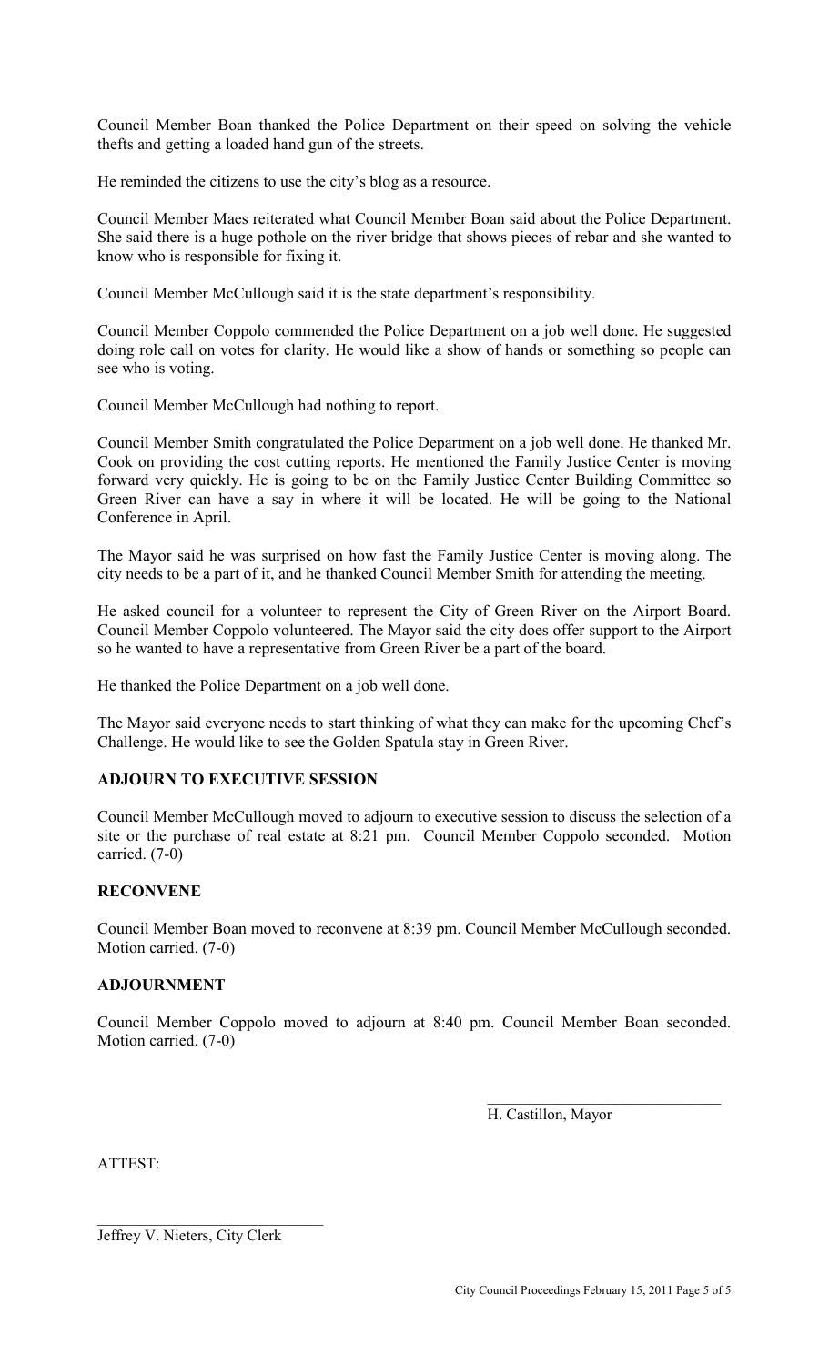Council Member Boan thanked the Police Department on their speed on solving the vehicle thefts and getting a loaded hand gun of the streets.

He reminded the citizens to use the city's blog as a resource.

Council Member Maes reiterated what Council Member Boan said about the Police Department. She said there is a huge pothole on the river bridge that shows pieces of rebar and she wanted to know who is responsible for fixing it.

Council Member McCullough said it is the state department's responsibility.

Council Member Coppolo commended the Police Department on a job well done. He suggested doing role call on votes for clarity. He would like a show of hands or something so people can see who is voting.

Council Member McCullough had nothing to report.

Council Member Smith congratulated the Police Department on a job well done. He thanked Mr. Cook on providing the cost cutting reports. He mentioned the Family Justice Center is moving forward very quickly. He is going to be on the Family Justice Center Building Committee so Green River can have a say in where it will be located. He will be going to the National Conference in April.

The Mayor said he was surprised on how fast the Family Justice Center is moving along. The city needs to be a part of it, and he thanked Council Member Smith for attending the meeting.

He asked council for a volunteer to represent the City of Green River on the Airport Board. Council Member Coppolo volunteered. The Mayor said the city does offer support to the Airport so he wanted to have a representative from Green River be a part of the board.

He thanked the Police Department on a job well done.

The Mayor said everyone needs to start thinking of what they can make for the upcoming Chef's Challenge. He would like to see the Golden Spatula stay in Green River.

**ADJOURN TO EXECUTIVE SESSION**

Council Member McCullough moved to adjourn to executive session to discuss the selection of a site or the purchase of real estate at 8:21 pm. Council Member Coppolo seconded. Motion carried. (7-0)

**RECONVENE**

Council Member Boan moved to reconvene at 8:39 pm. Council Member McCullough seconded. Motion carried. (7-0)

**ADJOURNMENT**

Council Member Coppolo moved to adjourn at 8:40 pm. Council Member Boan seconded. Motion carried. (7-0)

\_\_\_\_\_\_\_\_\_\_\_\_\_\_\_\_\_\_\_\_\_\_\_\_\_\_\_\_\_\_

H. Castillon, Mayor

ATTEST:

\_\_\_\_\_\_\_\_\_\_\_\_\_\_\_\_\_\_\_\_\_\_\_\_\_\_\_\_\_\_

Jeffrey V. Nieters, City Clerk